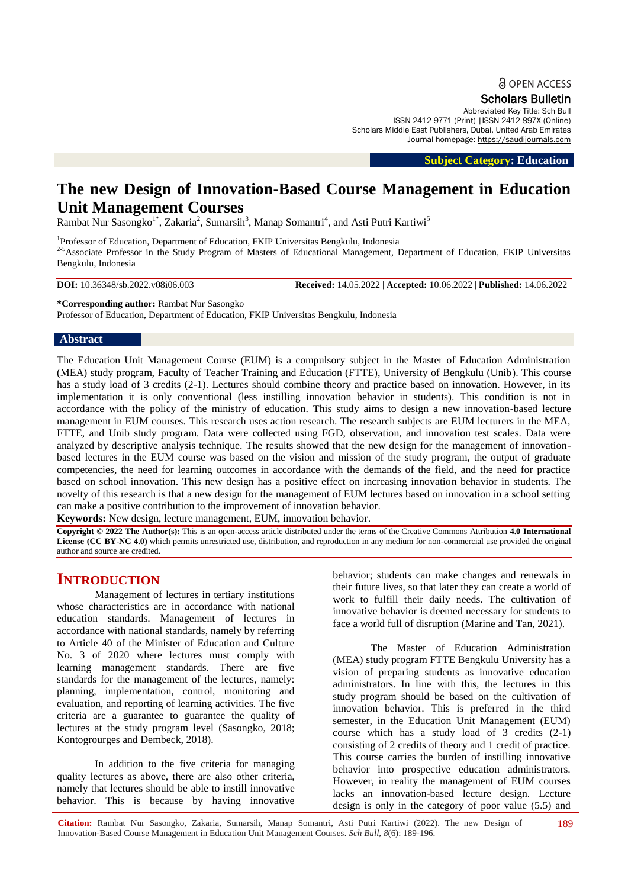OPEN ACCESS

**Scholars Bulletin**

Abbreviated Key Title: Sch Bull
ISSN 2412-9771 (Print) |ISSN 2412-897X (Online)
Scholars Middle East Publishers, Dubai, United Arab Emirates
Journal homepage: https://saudijournals.com

**Subject Category: Education**

# The new Design of Innovation-Based Course Management in Education Unit Management Courses

Rambat Nur Sasongko[1*], Zakaria[2], Sumarsih[3], Manap Somantri[4], and Asti Putri Kartiwi[5]

[1]Professor of Education, Department of Education, FKIP Universitas Bengkulu, Indonesia
[2-5]Associate Professor in the Study Program of Masters of Educational Management, Department of Education, FKIP Universitas Bengkulu, Indonesia

**DOI:** 10.36348/sb.2022.v08i06.003 | **Received:** 14.05.2022 | **Accepted:** 10.06.2022 | **Published:** 14.06.2022

**\*Corresponding author:** Rambat Nur Sasongko
Professor of Education, Department of Education, FKIP Universitas Bengkulu, Indonesia

## Abstract

The Education Unit Management Course (EUM) is a compulsory subject in the Master of Education Administration (MEA) study program, Faculty of Teacher Training and Education (FTTE), University of Bengkulu (Unib). This course has a study load of 3 credits (2-1). Lectures should combine theory and practice based on innovation. However, in its implementation it is only conventional (less instilling innovation behavior in students). This condition is not in accordance with the policy of the ministry of education. This study aims to design a new innovation-based lecture management in EUM courses. This research uses action research. The research subjects are EUM lecturers in the MEA, FTTE, and Unib study program. Data were collected using FGD, observation, and innovation test scales. Data were analyzed by descriptive analysis technique. The results showed that the new design for the management of innovation-based lectures in the EUM course was based on the vision and mission of the study program, the output of graduate competencies, the need for learning outcomes in accordance with the demands of the field, and the need for practice based on school innovation. This new design has a positive effect on increasing innovation behavior in students. The novelty of this research is that a new design for the management of EUM lectures based on innovation in a school setting can make a positive contribution to the improvement of innovation behavior.

**Keywords:** New design, lecture management, EUM, innovation behavior.

**Copyright © 2022 The Author(s):** This is an open-access article distributed under the terms of the Creative Commons Attribution **4.0 International License (CC BY-NC 4.0)** which permits unrestricted use, distribution, and reproduction in any medium for non-commercial use provided the original author and source are credited.

## INTRODUCTION

Management of lectures in tertiary institutions whose characteristics are in accordance with national education standards. Management of lectures in accordance with national standards, namely by referring to Article 40 of the Minister of Education and Culture No. 3 of 2020 where lectures must comply with learning management standards. There are five standards for the management of the lectures, namely: planning, implementation, control, monitoring and evaluation, and reporting of learning activities. The five criteria are a guarantee to guarantee the quality of lectures at the study program level (Sasongko, 2018; Kontogrourges and Dembeck, 2018).

In addition to the five criteria for managing quality lectures as above, there are also other criteria, namely that lectures should be able to instill innovative behavior. This is because by having innovative behavior; students can make changes and renewals in their future lives, so that later they can create a world of work to fulfill their daily needs. The cultivation of innovative behavior is deemed necessary for students to face a world full of disruption (Marine and Tan, 2021).

The Master of Education Administration (MEA) study program FTTE Bengkulu University has a vision of preparing students as innovative education administrators. In line with this, the lectures in this study program should be based on the cultivation of innovation behavior. This is preferred in the third semester, in the Education Unit Management (EUM) course which has a study load of 3 credits (2-1) consisting of 2 credits of theory and 1 credit of practice. This course carries the burden of instilling innovative behavior into prospective education administrators. However, in reality the management of EUM courses lacks an innovation-based lecture design. Lecture design is only in the category of poor value (5.5) and

**Citation:** Rambat Nur Sasongko, Zakaria, Sumarsih, Manap Somantri, Asti Putri Kartiwi (2022). The new Design of Innovation-Based Course Management in Education Unit Management Courses. *Sch Bull, 8*(6): 189-196.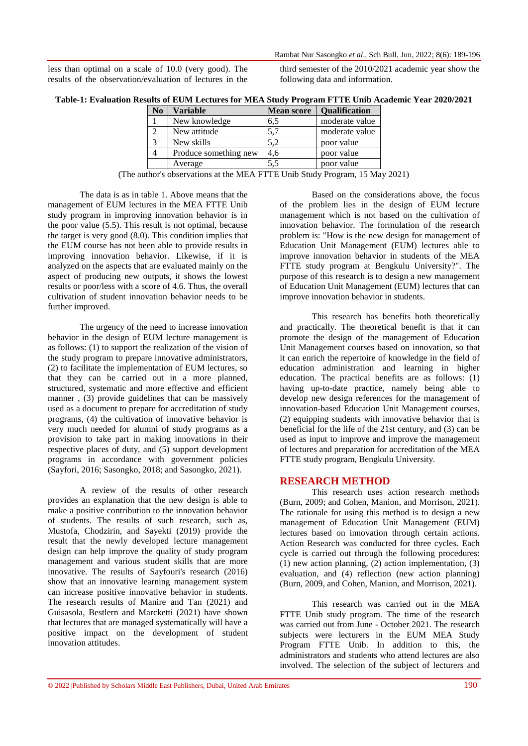less than optimal on a scale of 10.0 (very good). The results of the observation/evaluation of lectures in the third semester of the 2010/2021 academic year show the following data and information.

**Table-1: Evaluation Results of EUM Lectures for MEA Study Program FTTE Unib Academic Year 2020/2021**

| No | Variable | Mean score | Qualification |
|---|---|---|---|
| 1 | New knowledge | 6,5 | moderate value |
| 2 | New attitude | 5,7 | moderate value |
| 3 | New skills | 5,2 | poor value |
| 4 | Produce something new | 4,6 | poor value |
| | Average | 5,5 | poor value |

(The author's observations at the MEA FTTE Unib Study Program, 15 May 2021)

The data is as in table 1. Above means that the management of EUM lectures in the MEA FTTE Unib study program in improving innovation behavior is in the poor value (5.5). This result is not optimal, because the target is very good (8.0). This condition implies that the EUM course has not been able to provide results in improving innovation behavior. Likewise, if it is analyzed on the aspects that are evaluated mainly on the aspect of producing new outputs, it shows the lowest results or poor/less with a score of 4.6. Thus, the overall cultivation of student innovation behavior needs to be further improved.

The urgency of the need to increase innovation behavior in the design of EUM lecture management is as follows: (1) to support the realization of the vision of the study program to prepare innovative administrators, (2) to facilitate the implementation of EUM lectures, so that they can be carried out in a more planned, structured, systematic and more effective and efficient manner , (3) provide guidelines that can be massively used as a document to prepare for accreditation of study programs, (4) the cultivation of innovative behavior is very much needed for alumni of study programs as a provision to take part in making innovations in their respective places of duty, and (5) support development programs in accordance with government policies (Sayfori, 2016; Sasongko, 2018; and Sasongko, 2021).

A review of the results of other research provides an explanation that the new design is able to make a positive contribution to the innovation behavior of students. The results of such research, such as, Mustofa, Chodzirin, and Sayekti (2019) provide the result that the newly developed lecture management design can help improve the quality of study program management and various student skills that are more innovative. The results of Sayfouri's research (2016) show that an innovative learning management system can increase positive innovative behavior in students. The research results of Manire and Tan (2021) and Guisasola, Bestlern and Marcketti (2021) have shown that lectures that are managed systematically will have a positive impact on the development of student innovation attitudes.

Based on the considerations above, the focus of the problem lies in the design of EUM lecture management which is not based on the cultivation of innovation behavior. The formulation of the research problem is: "How is the new design for management of Education Unit Management (EUM) lectures able to improve innovation behavior in students of the MEA FTTE study program at Bengkulu University?". The purpose of this research is to design a new management of Education Unit Management (EUM) lectures that can improve innovation behavior in students.

This research has benefits both theoretically and practically. The theoretical benefit is that it can promote the design of the management of Education Unit Management courses based on innovation, so that it can enrich the repertoire of knowledge in the field of education administration and learning in higher education. The practical benefits are as follows: (1) having up-to-date practice, namely being able to develop new design references for the management of innovation-based Education Unit Management courses, (2) equipping students with innovative behavior that is beneficial for the life of the 21st century, and (3) can be used as input to improve and improve the management of lectures and preparation for accreditation of the MEA FTTE study program, Bengkulu University.

## RESEARCH METHOD

This research uses action research methods (Burn, 2009; and Cohen, Manion, and Morrison, 2021). The rationale for using this method is to design a new management of Education Unit Management (EUM) lectures based on innovation through certain actions. Action Research was conducted for three cycles. Each cycle is carried out through the following procedures: (1) new action planning, (2) action implementation, (3) evaluation, and (4) reflection (new action planning) (Burn, 2009, and Cohen, Manion, and Morrison, 2021).

This research was carried out in the MEA FTTE Unib study program. The time of the research was carried out from June - October 2021. The research subjects were lecturers in the EUM MEA Study Program FTTE Unib. In addition to this, the administrators and students who attend lectures are also involved. The selection of the subject of lecturers and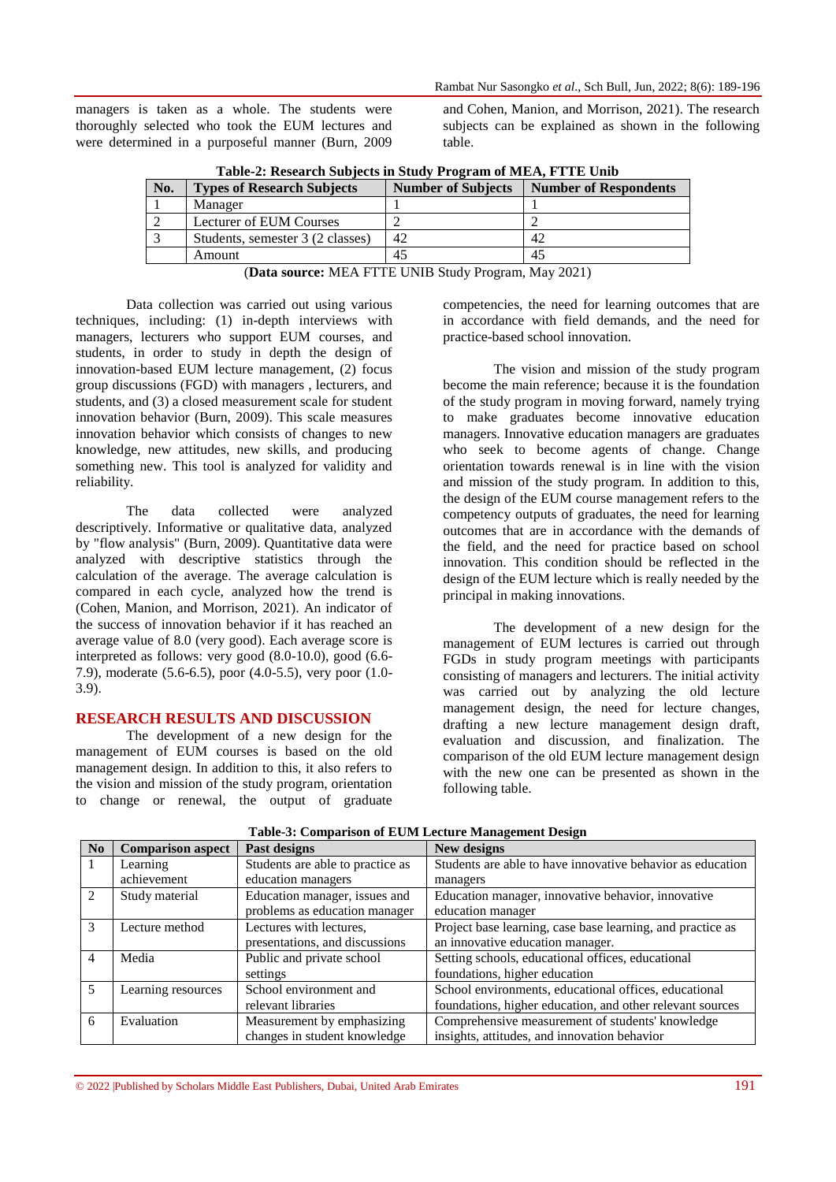managers is taken as a whole. The students were thoroughly selected who took the EUM lectures and were determined in a purposeful manner (Burn, 2009 and Cohen, Manion, and Morrison, 2021). The research subjects can be explained as shown in the following table.

**Table-2: Research Subjects in Study Program of MEA, FTTE Unib**

| No. | Types of Research Subjects | Number of Subjects | Number of Respondents |
|---|---|---|---|
| 1 | Manager | 1 | 1 |
| 2 | Lecturer of EUM Courses | 2 | 2 |
| 3 | Students, semester 3 (2 classes) | 42 | 42 |
| | Amount | 45 | 45 |

(**Data source:** MEA FTTE UNIB Study Program, May 2021)

Data collection was carried out using various techniques, including: (1) in-depth interviews with managers, lecturers who support EUM courses, and students, in order to study in depth the design of innovation-based EUM lecture management, (2) focus group discussions (FGD) with managers , lecturers, and students, and (3) a closed measurement scale for student innovation behavior (Burn, 2009). This scale measures innovation behavior which consists of changes to new knowledge, new attitudes, new skills, and producing something new. This tool is analyzed for validity and reliability.

The data collected were analyzed descriptively. Informative or qualitative data, analyzed by "flow analysis" (Burn, 2009). Quantitative data were analyzed with descriptive statistics through the calculation of the average. The average calculation is compared in each cycle, analyzed how the trend is (Cohen, Manion, and Morrison, 2021). An indicator of the success of innovation behavior if it has reached an average value of 8.0 (very good). Each average score is interpreted as follows: very good (8.0-10.0), good (6.6-7.9), moderate (5.6-6.5), poor (4.0-5.5), very poor (1.0-3.9).

## RESEARCH RESULTS AND DISCUSSION

The development of a new design for the management of EUM courses is based on the old management design. In addition to this, it also refers to the vision and mission of the study program, orientation to change or renewal, the output of graduate competencies, the need for learning outcomes that are in accordance with field demands, and the need for practice-based school innovation.

The vision and mission of the study program become the main reference; because it is the foundation of the study program in moving forward, namely trying to make graduates become innovative education managers. Innovative education managers are graduates who seek to become agents of change. Change orientation towards renewal is in line with the vision and mission of the study program. In addition to this, the design of the EUM course management refers to the competency outputs of graduates, the need for learning outcomes that are in accordance with the demands of the field, and the need for practice based on school innovation. This condition should be reflected in the design of the EUM lecture which is really needed by the principal in making innovations.

The development of a new design for the management of EUM lectures is carried out through FGDs in study program meetings with participants consisting of managers and lecturers. The initial activity was carried out by analyzing the old lecture management design, the need for lecture changes, drafting a new lecture management design draft, evaluation and discussion, and finalization. The comparison of the old EUM lecture management design with the new one can be presented as shown in the following table.

**Table-3: Comparison of EUM Lecture Management Design**

| No | Comparison aspect | Past designs | New designs |
|---|---|---|---|
| 1 | Learning achievement | Students are able to practice as education managers | Students are able to have innovative behavior as education managers |
| 2 | Study material | Education manager, issues and problems as education manager | Education manager, innovative behavior, innovative education manager |
| 3 | Lecture method | Lectures with lectures, presentations, and discussions | Project base learning, case base learning, and practice as an innovative education manager. |
| 4 | Media | Public and private school settings | Setting schools, educational offices, educational foundations, higher education |
| 5 | Learning resources | School environment and relevant libraries | School environments, educational offices, educational foundations, higher education, and other relevant sources |
| 6 | Evaluation | Measurement by emphasizing changes in student knowledge | Comprehensive measurement of students' knowledge insights, attitudes, and innovation behavior |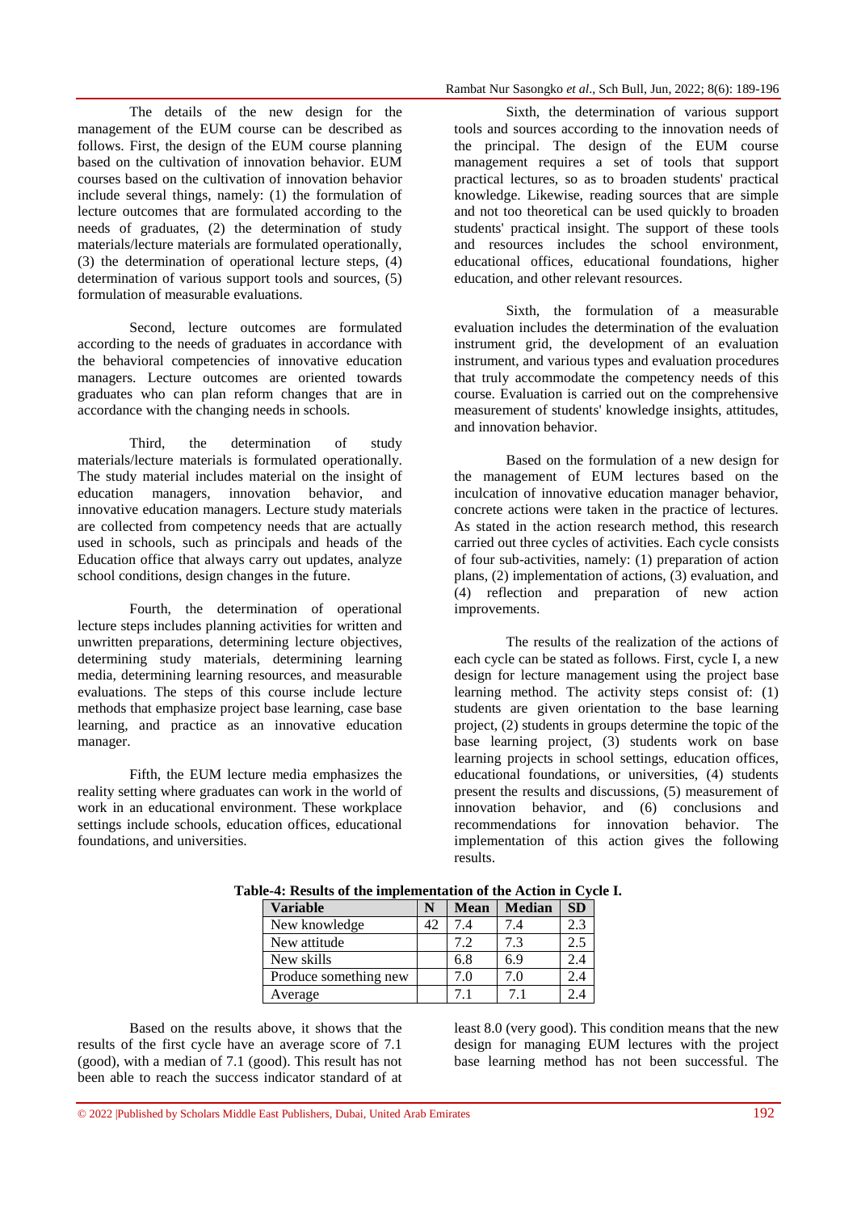The details of the new design for the management of the EUM course can be described as follows. First, the design of the EUM course planning based on the cultivation of innovation behavior. EUM courses based on the cultivation of innovation behavior include several things, namely: (1) the formulation of lecture outcomes that are formulated according to the needs of graduates, (2) the determination of study materials/lecture materials are formulated operationally, (3) the determination of operational lecture steps, (4) determination of various support tools and sources, (5) formulation of measurable evaluations.

Second, lecture outcomes are formulated according to the needs of graduates in accordance with the behavioral competencies of innovative education managers. Lecture outcomes are oriented towards graduates who can plan reform changes that are in accordance with the changing needs in schools.

Third, the determination of study materials/lecture materials is formulated operationally. The study material includes material on the insight of education managers, innovation behavior, and innovative education managers. Lecture study materials are collected from competency needs that are actually used in schools, such as principals and heads of the Education office that always carry out updates, analyze school conditions, design changes in the future.

Fourth, the determination of operational lecture steps includes planning activities for written and unwritten preparations, determining lecture objectives, determining study materials, determining learning media, determining learning resources, and measurable evaluations. The steps of this course include lecture methods that emphasize project base learning, case base learning, and practice as an innovative education manager.

Fifth, the EUM lecture media emphasizes the reality setting where graduates can work in the world of work in an educational environment. These workplace settings include schools, education offices, educational foundations, and universities.

Sixth, the determination of various support tools and sources according to the innovation needs of the principal. The design of the EUM course management requires a set of tools that support practical lectures, so as to broaden students' practical knowledge. Likewise, reading sources that are simple and not too theoretical can be used quickly to broaden students' practical insight. The support of these tools and resources includes the school environment, educational offices, educational foundations, higher education, and other relevant resources.

Sixth, the formulation of a measurable evaluation includes the determination of the evaluation instrument grid, the development of an evaluation instrument, and various types and evaluation procedures that truly accommodate the competency needs of this course. Evaluation is carried out on the comprehensive measurement of students' knowledge insights, attitudes, and innovation behavior.

Based on the formulation of a new design for the management of EUM lectures based on the inculcation of innovative education manager behavior, concrete actions were taken in the practice of lectures. As stated in the action research method, this research carried out three cycles of activities. Each cycle consists of four sub-activities, namely: (1) preparation of action plans, (2) implementation of actions, (3) evaluation, and (4) reflection and preparation of new action improvements.

The results of the realization of the actions of each cycle can be stated as follows. First, cycle I, a new design for lecture management using the project base learning method. The activity steps consist of: (1) students are given orientation to the base learning project, (2) students in groups determine the topic of the base learning project, (3) students work on base learning projects in school settings, education offices, educational foundations, or universities, (4) students present the results and discussions, (5) measurement of innovation behavior, and (6) conclusions and recommendations for innovation behavior. The implementation of this action gives the following results.

**Table-4: Results of the implementation of the Action in Cycle I.**

| Variable | N | Mean | Median | SD |
|---|---|---|---|---|
| New knowledge | 42 | 7.4 | 7.4 | 2.3 |
| New attitude | | 7.2 | 7.3 | 2.5 |
| New skills | | 6.8 | 6.9 | 2.4 |
| Produce something new | | 7.0 | 7.0 | 2.4 |
| Average | | 7.1 | 7.1 | 2.4 |

Based on the results above, it shows that the results of the first cycle have an average score of 7.1 (good), with a median of 7.1 (good). This result has not been able to reach the success indicator standard of at least 8.0 (very good). This condition means that the new design for managing EUM lectures with the project base learning method has not been successful. The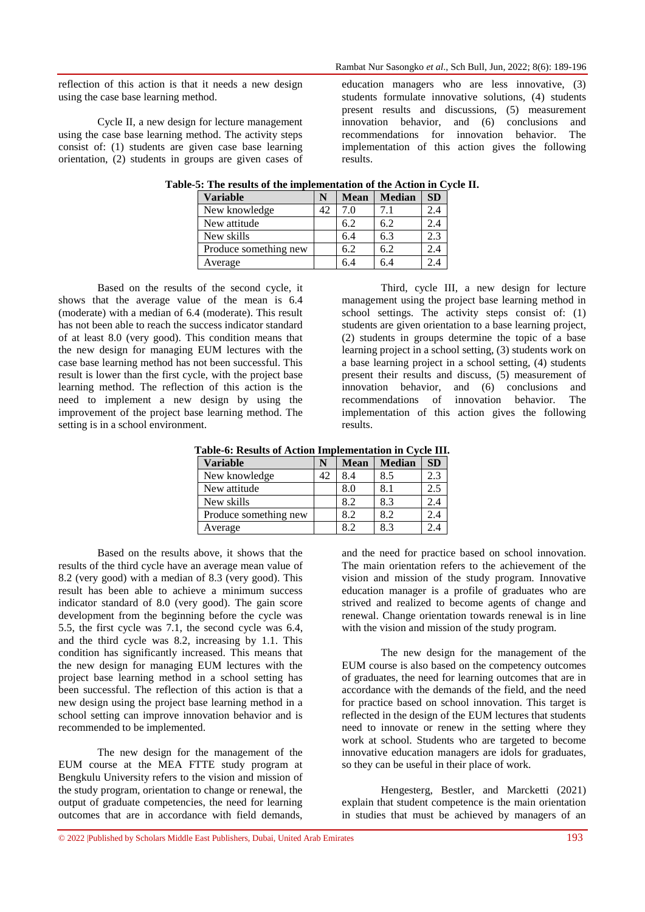reflection of this action is that it needs a new design using the case base learning method.

Cycle II, a new design for lecture management using the case base learning method. The activity steps consist of: (1) students are given case base learning orientation, (2) students in groups are given cases of education managers who are less innovative, (3) students formulate innovative solutions, (4) students present results and discussions, (5) measurement innovation behavior, and (6) conclusions and recommendations for innovation behavior. The implementation of this action gives the following results.

**Table-5: The results of the implementation of the Action in Cycle II.**

| Variable | N | Mean | Median | SD |
|---|---|---|---|---|
| New knowledge | 42 | 7.0 | 7.1 | 2.4 |
| New attitude | | 6.2 | 6.2 | 2.4 |
| New skills | | 6.4 | 6.3 | 2.3 |
| Produce something new | | 6.2 | 6.2 | 2.4 |
| Average | | 6.4 | 6.4 | 2.4 |

Based on the results of the second cycle, it shows that the average value of the mean is 6.4 (moderate) with a median of 6.4 (moderate). This result has not been able to reach the success indicator standard of at least 8.0 (very good). This condition means that the new design for managing EUM lectures with the case base learning method has not been successful. This result is lower than the first cycle, with the project base learning method. The reflection of this action is the need to implement a new design by using the improvement of the project base learning method. The setting is in a school environment.

Third, cycle III, a new design for lecture management using the project base learning method in school settings. The activity steps consist of: (1) students are given orientation to a base learning project, (2) students in groups determine the topic of a base learning project in a school setting, (3) students work on a base learning project in a school setting, (4) students present their results and discuss, (5) measurement of innovation behavior, and (6) conclusions and recommendations of innovation behavior. The implementation of this action gives the following results.

**Table-6: Results of Action Implementation in Cycle III.**

| Variable | N | Mean | Median | SD |
|---|---|---|---|---|
| New knowledge | 42 | 8.4 | 8.5 | 2.3 |
| New attitude | | 8.0 | 8.1 | 2.5 |
| New skills | | 8.2 | 8.3 | 2.4 |
| Produce something new | | 8.2 | 8.2 | 2.4 |
| Average | | 8.2 | 8.3 | 2.4 |

Based on the results above, it shows that the results of the third cycle have an average mean value of 8.2 (very good) with a median of 8.3 (very good). This result has been able to achieve a minimum success indicator standard of 8.0 (very good). The gain score development from the beginning before the cycle was 5.5, the first cycle was 7.1, the second cycle was 6.4, and the third cycle was 8.2, increasing by 1.1. This condition has significantly increased. This means that the new design for managing EUM lectures with the project base learning method in a school setting has been successful. The reflection of this action is that a new design using the project base learning method in a school setting can improve innovation behavior and is recommended to be implemented.

The new design for the management of the EUM course at the MEA FTTE study program at Bengkulu University refers to the vision and mission of the study program, orientation to change or renewal, the output of graduate competencies, the need for learning outcomes that are in accordance with field demands, and the need for practice based on school innovation. The main orientation refers to the achievement of the vision and mission of the study program. Innovative education manager is a profile of graduates who are strived and realized to become agents of change and renewal. Change orientation towards renewal is in line with the vision and mission of the study program.

The new design for the management of the EUM course is also based on the competency outcomes of graduates, the need for learning outcomes that are in accordance with the demands of the field, and the need for practice based on school innovation. This target is reflected in the design of the EUM lectures that students need to innovate or renew in the setting where they work at school. Students who are targeted to become innovative education managers are idols for graduates, so they can be useful in their place of work.

Hengesterg, Bestler, and Marcketti (2021) explain that student competence is the main orientation in studies that must be achieved by managers of an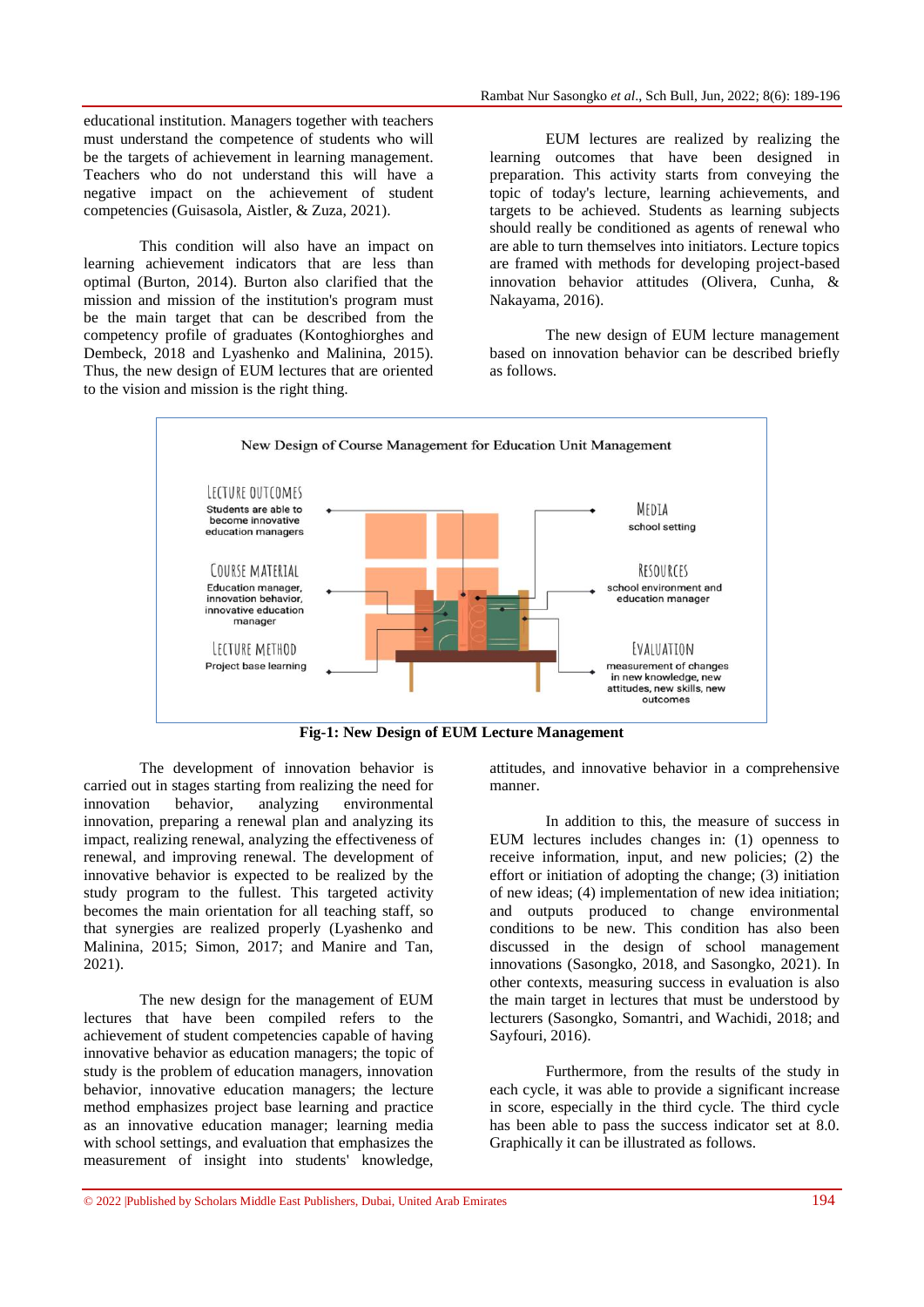educational institution. Managers together with teachers must understand the competence of students who will be the targets of achievement in learning management. Teachers who do not understand this will have a negative impact on the achievement of student competencies (Guisasola, Aistler, & Zuza, 2021).

This condition will also have an impact on learning achievement indicators that are less than optimal (Burton, 2014). Burton also clarified that the mission and mission of the institution's program must be the main target that can be described from the competency profile of graduates (Kontoghiorghes and Dembeck, 2018 and Lyashenko and Malinina, 2015). Thus, the new design of EUM lectures that are oriented to the vision and mission is the right thing.

EUM lectures are realized by realizing the learning outcomes that have been designed in preparation. This activity starts from conveying the topic of today's lecture, learning achievements, and targets to be achieved. Students as learning subjects should really be conditioned as agents of renewal who are able to turn themselves into initiators. Lecture topics are framed with methods for developing project-based innovation behavior attitudes (Olivera, Cunha, & Nakayama, 2016).

The new design of EUM lecture management based on innovation behavior can be described briefly as follows.

New Design of Course Management for Education Unit Management

LECTURE OUTCOMES
Students are able to become innovative education managers

COURSE MATERIAL
Education manager, innovation behavior, innovative education manager

LECTURE METHOD
Project base learning

MEDIA
school setting

RESOURCES
school environment and education manager

EVALUATION
measurement of changes in new knowledge, new attitudes, new skills, new outcomes

**Fig-1: New Design of EUM Lecture Management**

The development of innovation behavior is carried out in stages starting from realizing the need for innovation behavior, analyzing environmental innovation, preparing a renewal plan and analyzing its impact, realizing renewal, analyzing the effectiveness of renewal, and improving renewal. The development of innovative behavior is expected to be realized by the study program to the fullest. This targeted activity becomes the main orientation for all teaching staff, so that synergies are realized properly (Lyashenko and Malinina, 2015; Simon, 2017; and Manire and Tan, 2021).

The new design for the management of EUM lectures that have been compiled refers to the achievement of student competencies capable of having innovative behavior as education managers; the topic of study is the problem of education managers, innovation behavior, innovative education managers; the lecture method emphasizes project base learning and practice as an innovative education manager; learning media with school settings, and evaluation that emphasizes the measurement of insight into students' knowledge, attitudes, and innovative behavior in a comprehensive manner.

In addition to this, the measure of success in EUM lectures includes changes in: (1) openness to receive information, input, and new policies; (2) the effort or initiation of adopting the change; (3) initiation of new ideas; (4) implementation of new idea initiation; and outputs produced to change environmental conditions to be new. This condition has also been discussed in the design of school management innovations (Sasongko, 2018, and Sasongko, 2021). In other contexts, measuring success in evaluation is also the main target in lectures that must be understood by lecturers (Sasongko, Somantri, and Wachidi, 2018; and Sayfouri, 2016).

Furthermore, from the results of the study in each cycle, it was able to provide a significant increase in score, especially in the third cycle. The third cycle has been able to pass the success indicator set at 8.0. Graphically it can be illustrated as follows.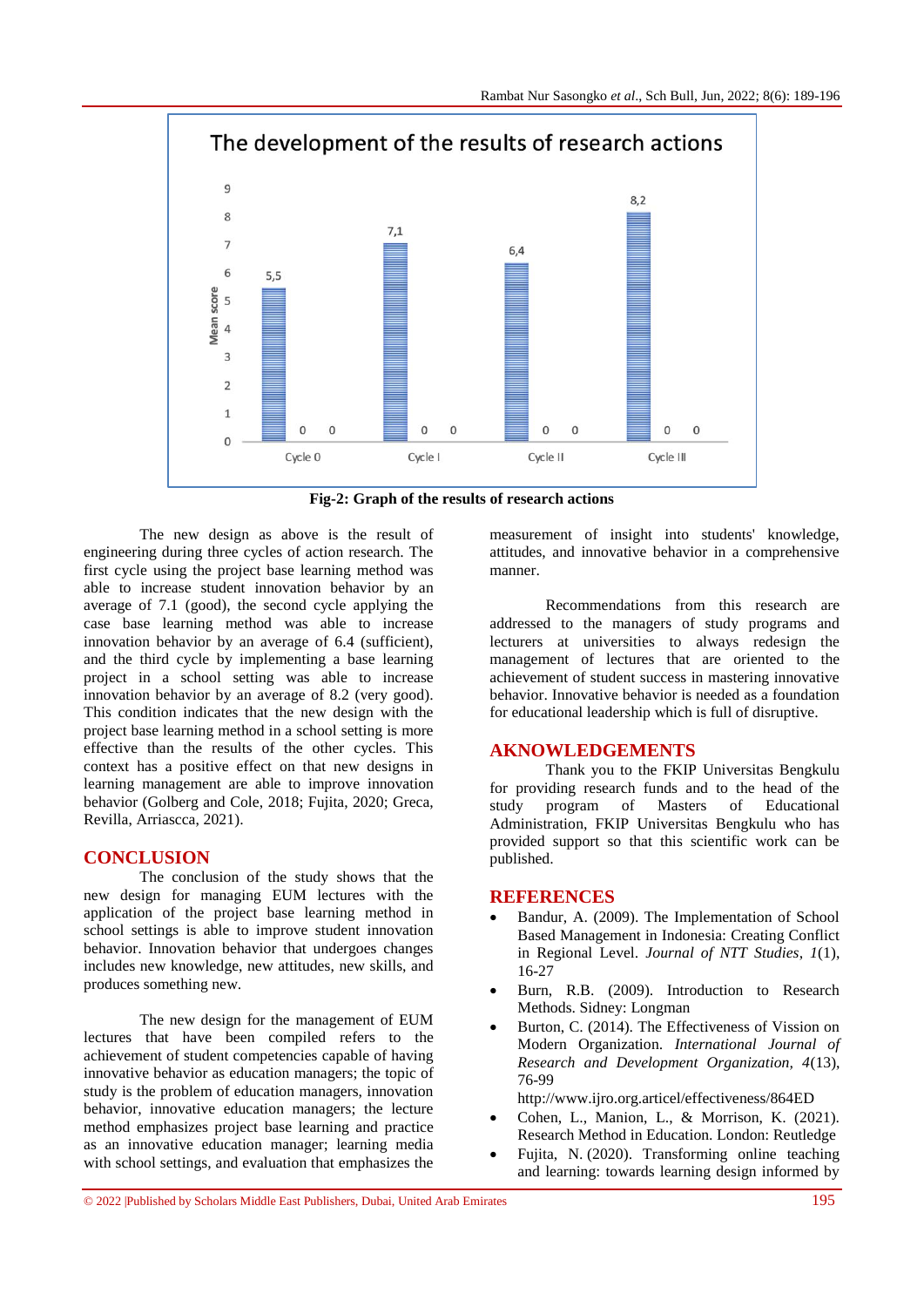The development of the results of research actions

| | Series 1 | Series 2 | Series 3 |
|---|---|---|---|
| Cycle 0 | 5,5 | 0 | 0 |
| Cycle I | 7,1 | 0 | 0 |
| Cycle II | 6,4 | 0 | 0 |
| Cycle III | 8,2 | 0 | 0 |

Mean score

**Fig-2: Graph of the results of research actions**

The new design as above is the result of engineering during three cycles of action research. The first cycle using the project base learning method was able to increase student innovation behavior by an average of 7.1 (good), the second cycle applying the case base learning method was able to increase innovation behavior by an average of 6.4 (sufficient), and the third cycle by implementing a base learning project in a school setting was able to increase innovation behavior by an average of 8.2 (very good). This condition indicates that the new design with the project base learning method in a school setting is more effective than the results of the other cycles. This context has a positive effect on that new designs in learning management are able to improve innovation behavior (Golberg and Cole, 2018; Fujita, 2020; Greca, Revilla, Arriascca, 2021).

## CONCLUSION

The conclusion of the study shows that the new design for managing EUM lectures with the application of the project base learning method in school settings is able to improve student innovation behavior. Innovation behavior that undergoes changes includes new knowledge, new attitudes, new skills, and produces something new.

The new design for the management of EUM lectures that have been compiled refers to the achievement of student competencies capable of having innovative behavior as education managers; the topic of study is the problem of education managers, innovation behavior, innovative education managers; the lecture method emphasizes project base learning and practice as an innovative education manager; learning media with school settings, and evaluation that emphasizes the measurement of insight into students' knowledge, attitudes, and innovative behavior in a comprehensive manner.

Recommendations from this research are addressed to the managers of study programs and lecturers at universities to always redesign the management of lectures that are oriented to the achievement of student success in mastering innovative behavior. Innovative behavior is needed as a foundation for educational leadership which is full of disruptive.

## AKNOWLEDGEMENTS

Thank you to the FKIP Universitas Bengkulu for providing research funds and to the head of the study program of Masters of Educational Administration, FKIP Universitas Bengkulu who has provided support so that this scientific work can be published.

## REFERENCES

- Bandur, A. (2009). The Implementation of School Based Management in Indonesia: Creating Conflict in Regional Level. *Journal of NTT Studies*, *1*(1), 16-27
- Burn, R.B. (2009). Introduction to Research Methods. Sidney: Longman
- Burton, C. (2014). The Effectiveness of Vission on Modern Organization. *International Journal of Research and Development Organization*, *4*(13), 76-99 http://www.ijro.org.articel/effectiveness/864ED
- Cohen, L., Manion, L., & Morrison, K. (2021). Research Method in Education. London: Reutledge
- Fujita, N. (2020). Transforming online teaching and learning: towards learning design informed by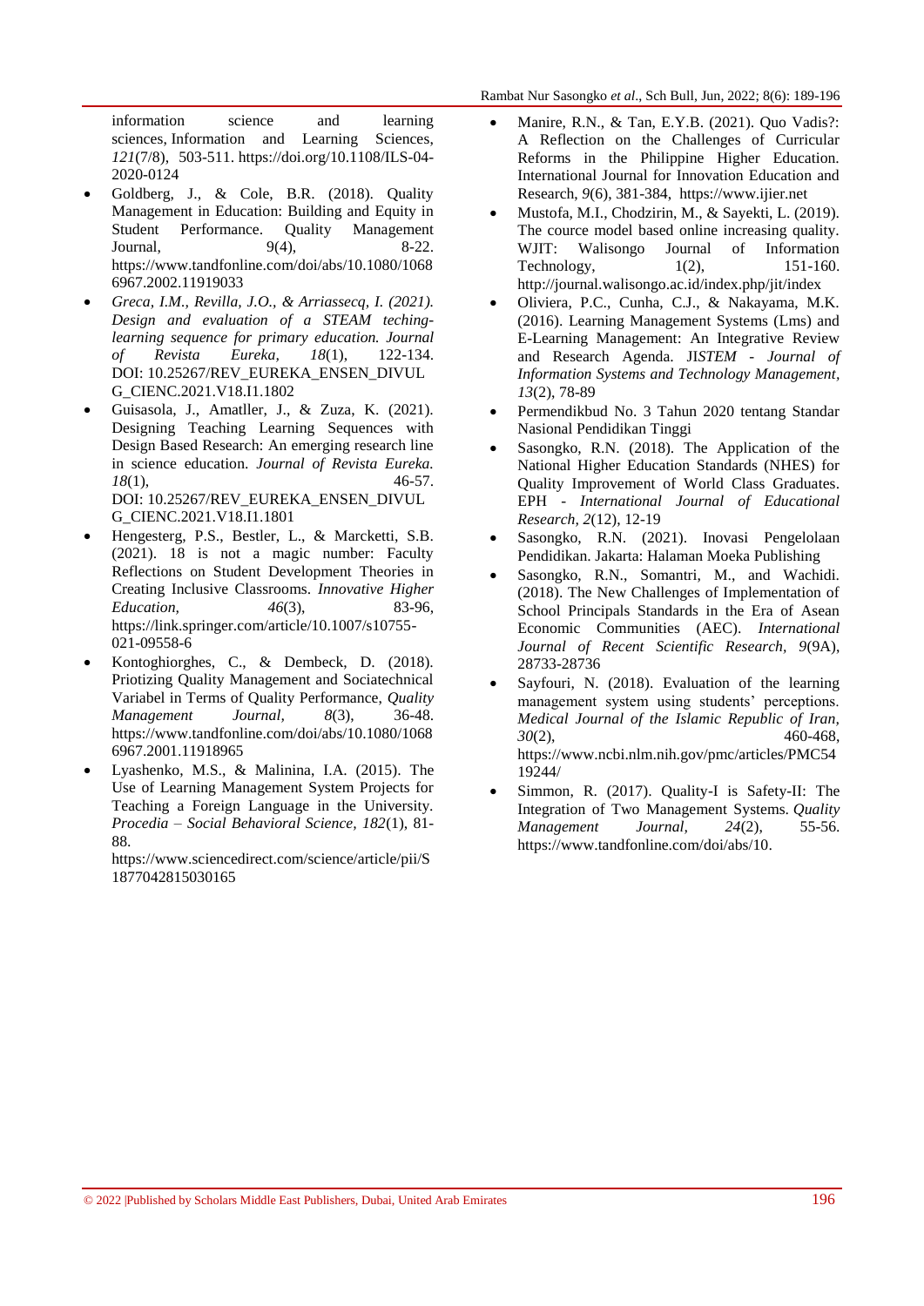information science and learning sciences, Information and Learning Sciences, *121*(7/8), 503-511. https://doi.org/10.1108/ILS-04-2020-0124

- Goldberg, J., & Cole, B.R. (2018). Quality Management in Education: Building and Equity in Student Performance. Quality Management Journal, 9(4), 8-22. https://www.tandfonline.com/doi/abs/10.1080/10686967.2002.11919033
- *Greca, I.M., Revilla, J.O., & Arriassecq, I. (2021). Design and evaluation of a STEAM teching-learning sequence for primary education. Journal of Revista Eureka, 18*(1), 122-134. DOI: 10.25267/REV_EUREKA_ENSEN_DIVULG_CIENC.2021.V18.I1.1802
- Guisasola, J., Amatller, J., & Zuza, K. (2021). Designing Teaching Learning Sequences with Design Based Research: An emerging research line in science education. *Journal of Revista Eureka. 18*(1), 46-57. DOI: 10.25267/REV_EUREKA_ENSEN_DIVULG_CIENC.2021.V18.I1.1801
- Hengesterg, P.S., Bestler, L., & Marcketti, S.B. (2021). 18 is not a magic number: Faculty Reflections on Student Development Theories in Creating Inclusive Classrooms. *Innovative Higher Education, 46*(3), 83-96, https://link.springer.com/article/10.1007/s10755-021-09558-6
- Kontoghiorghes, C., & Dembeck, D. (2018). Priotizing Quality Management and Sociatechnical Variabel in Terms of Quality Performance, *Quality Management Journal, 8*(3), 36-48. https://www.tandfonline.com/doi/abs/10.1080/10686967.2001.11918965
- Lyashenko, M.S., & Malinina, I.A. (2015). The Use of Learning Management System Projects for Teaching a Foreign Language in the University. *Procedia – Social Behavioral Science, 182*(1), 81-88. https://www.sciencedirect.com/science/article/pii/S1877042815030165
- Manire, R.N., & Tan, E.Y.B. (2021). Quo Vadis?: A Reflection on the Challenges of Curricular Reforms in the Philippine Higher Education. International Journal for Innovation Education and Research, *9*(6), 381-384, https://www.ijier.net
- Mustofa, M.I., Chodzirin, M., & Sayekti, L. (2019). The cource model based online increasing quality. WJIT: Walisongo Journal of Information Technology, 1(2), 151-160. http://journal.walisongo.ac.id/index.php/jit/index
- Oliviera, P.C., Cunha, C.J., & Nakayama, M.K. (2016). Learning Management Systems (Lms) and E-Learning Management: An Integrative Review and Research Agenda. JI*STEM - Journal of Information Systems and Technology Management*, *13*(2), 78-89
- Permendikbud No. 3 Tahun 2020 tentang Standar Nasional Pendidikan Tinggi
- Sasongko, R.N. (2018). The Application of the National Higher Education Standards (NHES) for Quality Improvement of World Class Graduates. EPH - *International Journal of Educational Research, 2*(12), 12-19
- Sasongko, R.N. (2021). Inovasi Pengelolaan Pendidikan. Jakarta: Halaman Moeka Publishing
- Sasongko, R.N., Somantri, M., and Wachidi. (2018). The New Challenges of Implementation of School Principals Standards in the Era of Asean Economic Communities (AEC). *International Journal of Recent Scientific Research, 9*(9A), 28733-28736
- Sayfouri, N. (2018). Evaluation of the learning management system using students' perceptions. *Medical Journal of the Islamic Republic of Iran, 30*(2), 460-468, https://www.ncbi.nlm.nih.gov/pmc/articles/PMC5419244/
- Simmon, R. (2017). Quality-I is Safety-II: The Integration of Two Management Systems. *Quality Management Journal, 24*(2), 55-56. https://www.tandfonline.com/doi/abs/10.